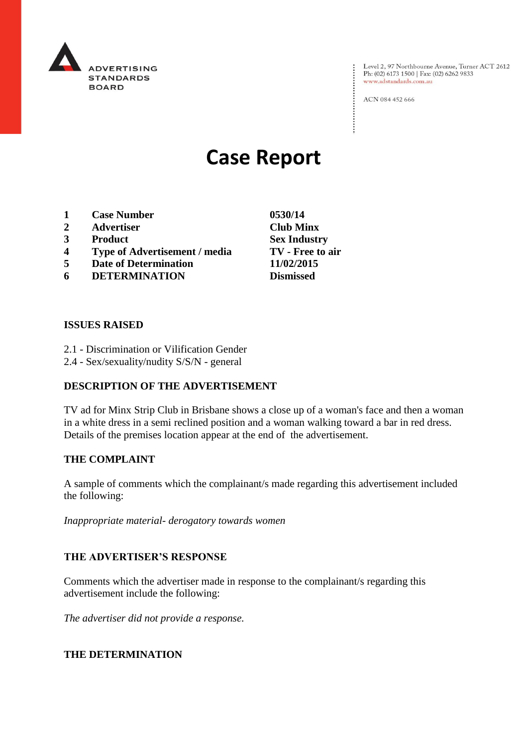ADVERTISING STANDARDS BOARD

Level 2, 97 Northbourne Avenue, Turner ACT 2612
Ph: (02) 6173 1500 | Fax: (02) 6262 9833
www.adstandards.com.au

ACN 084 452 666

# Case Report

| | | |
|---|---|---|
| **1** | **Case Number** | **0530/14** |
| **2** | **Advertiser** | **Club Minx** |
| **3** | **Product** | **Sex Industry** |
| **4** | **Type of Advertisement / media** | **TV - Free to air** |
| **5** | **Date of Determination** | **11/02/2015** |
| **6** | **DETERMINATION** | **Dismissed** |

**ISSUES RAISED**

2.1 - Discrimination or Vilification Gender
2.4 - Sex/sexuality/nudity S/S/N - general

**DESCRIPTION OF THE ADVERTISEMENT**

TV ad for Minx Strip Club in Brisbane shows a close up of a woman's face and then a woman in a white dress in a semi reclined position and a woman walking toward a bar in red dress. Details of the premises location appear at the end of the advertisement.

**THE COMPLAINT**

A sample of comments which the complainant/s made regarding this advertisement included the following:

*Inappropriate material- derogatory towards women*

**THE ADVERTISER'S RESPONSE**

Comments which the advertiser made in response to the complainant/s regarding this advertisement include the following:

*The advertiser did not provide a response.*

**THE DETERMINATION**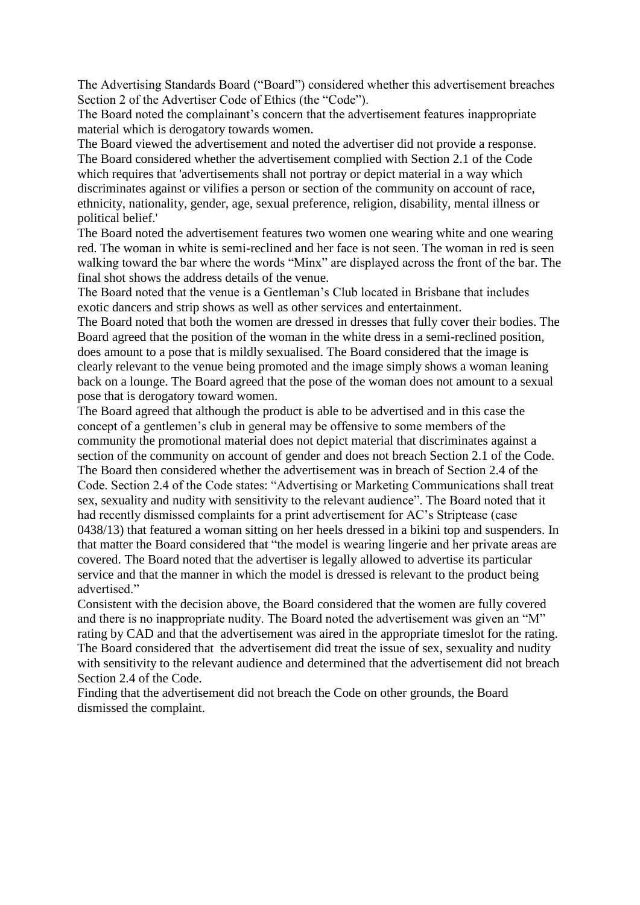The Advertising Standards Board ("Board") considered whether this advertisement breaches Section 2 of the Advertiser Code of Ethics (the "Code").

The Board noted the complainant's concern that the advertisement features inappropriate material which is derogatory towards women.

The Board viewed the advertisement and noted the advertiser did not provide a response.

The Board considered whether the advertisement complied with Section 2.1 of the Code which requires that 'advertisements shall not portray or depict material in a way which discriminates against or vilifies a person or section of the community on account of race, ethnicity, nationality, gender, age, sexual preference, religion, disability, mental illness or political belief.'

The Board noted the advertisement features two women one wearing white and one wearing red. The woman in white is semi-reclined and her face is not seen. The woman in red is seen walking toward the bar where the words "Minx" are displayed across the front of the bar. The final shot shows the address details of the venue.

The Board noted that the venue is a Gentleman's Club located in Brisbane that includes exotic dancers and strip shows as well as other services and entertainment.

The Board noted that both the women are dressed in dresses that fully cover their bodies. The Board agreed that the position of the woman in the white dress in a semi-reclined position, does amount to a pose that is mildly sexualised. The Board considered that the image is clearly relevant to the venue being promoted and the image simply shows a woman leaning back on a lounge. The Board agreed that the pose of the woman does not amount to a sexual pose that is derogatory toward women.

The Board agreed that although the product is able to be advertised and in this case the concept of a gentlemen's club in general may be offensive to some members of the community the promotional material does not depict material that discriminates against a section of the community on account of gender and does not breach Section 2.1 of the Code.

The Board then considered whether the advertisement was in breach of Section 2.4 of the Code. Section 2.4 of the Code states: "Advertising or Marketing Communications shall treat sex, sexuality and nudity with sensitivity to the relevant audience". The Board noted that it had recently dismissed complaints for a print advertisement for AC's Striptease (case 0438/13) that featured a woman sitting on her heels dressed in a bikini top and suspenders. In that matter the Board considered that "the model is wearing lingerie and her private areas are covered. The Board noted that the advertiser is legally allowed to advertise its particular service and that the manner in which the model is dressed is relevant to the product being advertised."

Consistent with the decision above, the Board considered that the women are fully covered and there is no inappropriate nudity. The Board noted the advertisement was given an "M" rating by CAD and that the advertisement was aired in the appropriate timeslot for the rating. The Board considered that the advertisement did treat the issue of sex, sexuality and nudity with sensitivity to the relevant audience and determined that the advertisement did not breach Section 2.4 of the Code.

Finding that the advertisement did not breach the Code on other grounds, the Board dismissed the complaint.